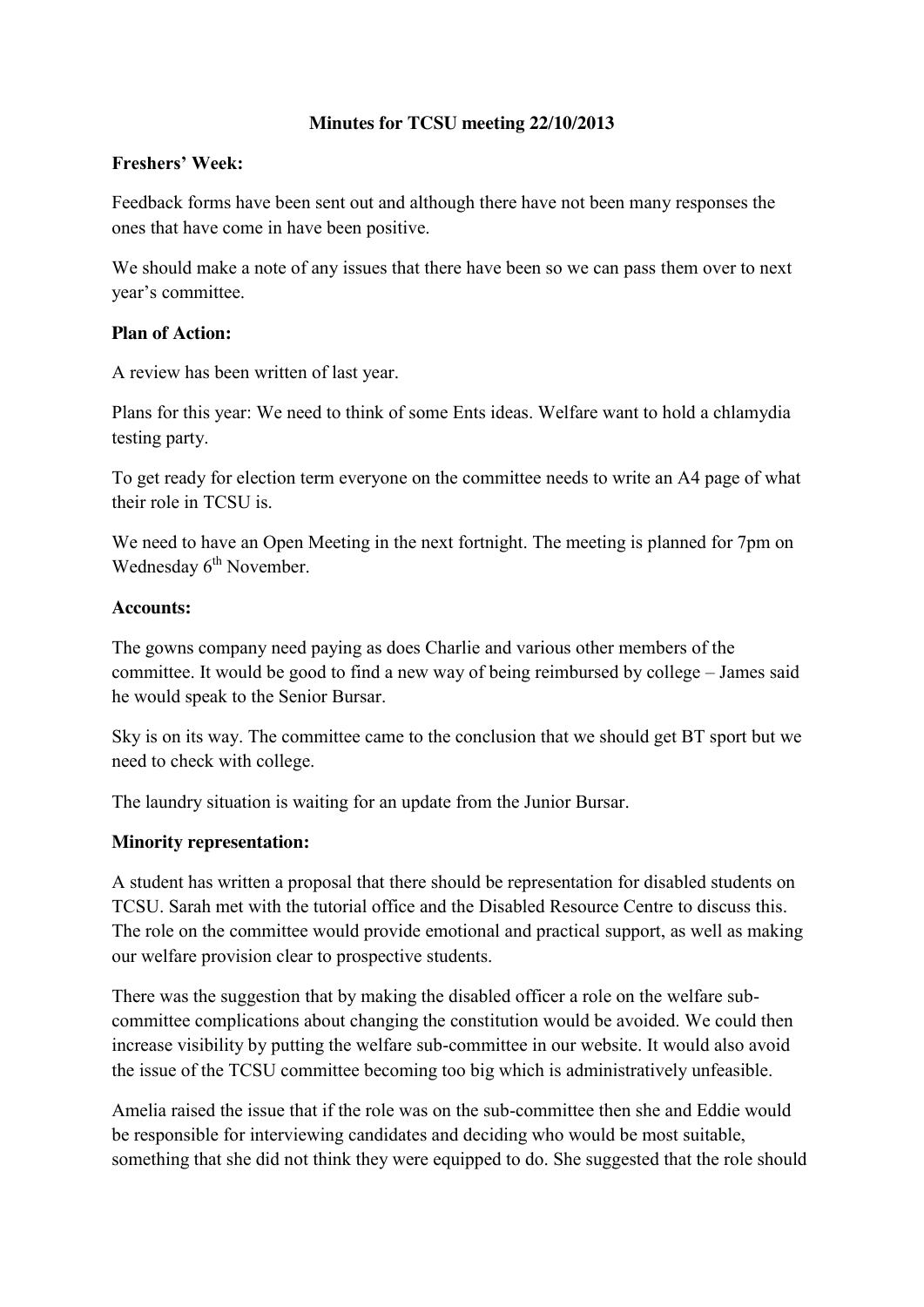# Minutes for TCSU meeting 22/10/2013

**Freshers' Week:**

Feedback forms have been sent out and although there have not been many responses the ones that have come in have been positive.

We should make a note of any issues that there have been so we can pass them over to next year's committee.

**Plan of Action:**

A review has been written of last year.

Plans for this year: We need to think of some Ents ideas. Welfare want to hold a chlamydia testing party.

To get ready for election term everyone on the committee needs to write an A4 page of what their role in TCSU is.

We need to have an Open Meeting in the next fortnight. The meeting is planned for 7pm on Wednesday 6th November.

**Accounts:**

The gowns company need paying as does Charlie and various other members of the committee. It would be good to find a new way of being reimbursed by college – James said he would speak to the Senior Bursar.

Sky is on its way. The committee came to the conclusion that we should get BT sport but we need to check with college.

The laundry situation is waiting for an update from the Junior Bursar.

**Minority representation:**

A student has written a proposal that there should be representation for disabled students on TCSU. Sarah met with the tutorial office and the Disabled Resource Centre to discuss this. The role on the committee would provide emotional and practical support, as well as making our welfare provision clear to prospective students.

There was the suggestion that by making the disabled officer a role on the welfare sub-committee complications about changing the constitution would be avoided. We could then increase visibility by putting the welfare sub-committee in our website. It would also avoid the issue of the TCSU committee becoming too big which is administratively unfeasible.

Amelia raised the issue that if the role was on the sub-committee then she and Eddie would be responsible for interviewing candidates and deciding who would be most suitable, something that she did not think they were equipped to do. She suggested that the role should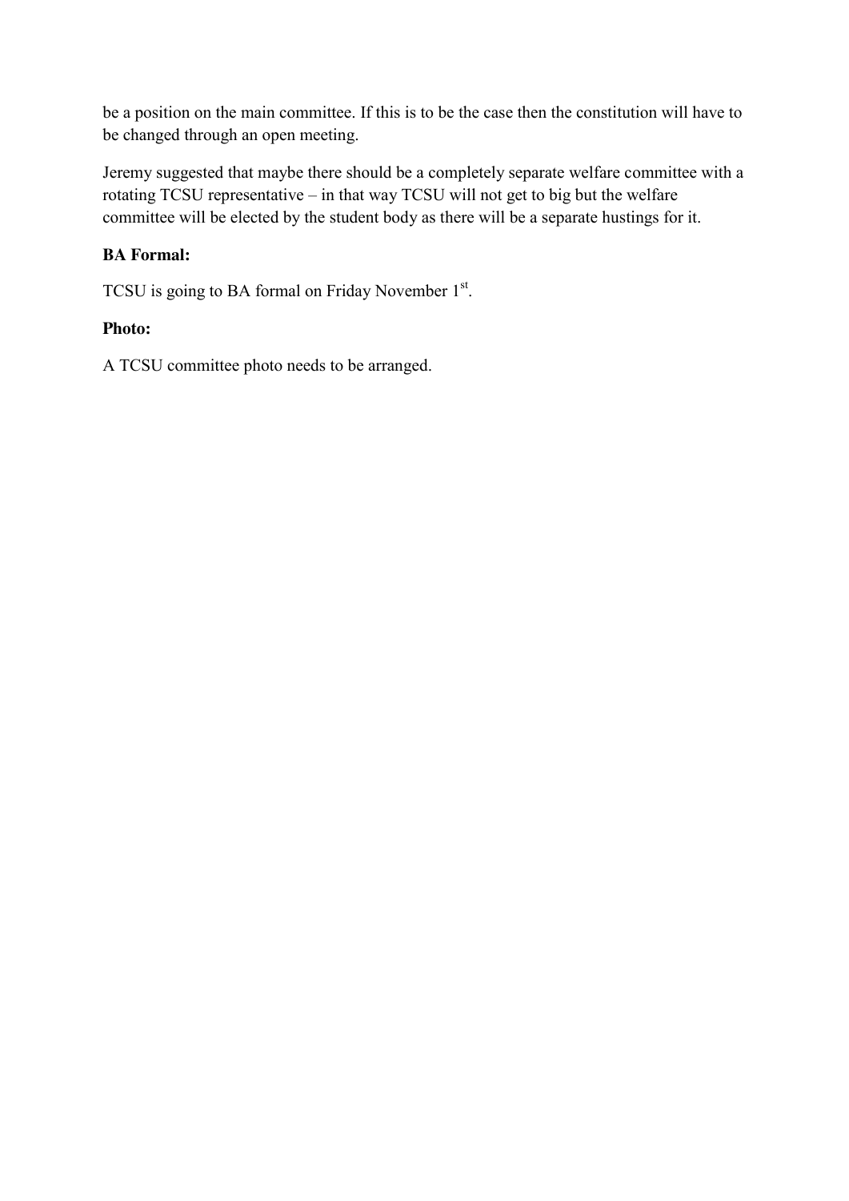be a position on the main committee. If this is to be the case then the constitution will have to be changed through an open meeting.

Jeremy suggested that maybe there should be a completely separate welfare committee with a rotating TCSU representative – in that way TCSU will not get to big but the welfare committee will be elected by the student body as there will be a separate hustings for it.

**BA Formal:**

TCSU is going to BA formal on Friday November 1st.

**Photo:**

A TCSU committee photo needs to be arranged.